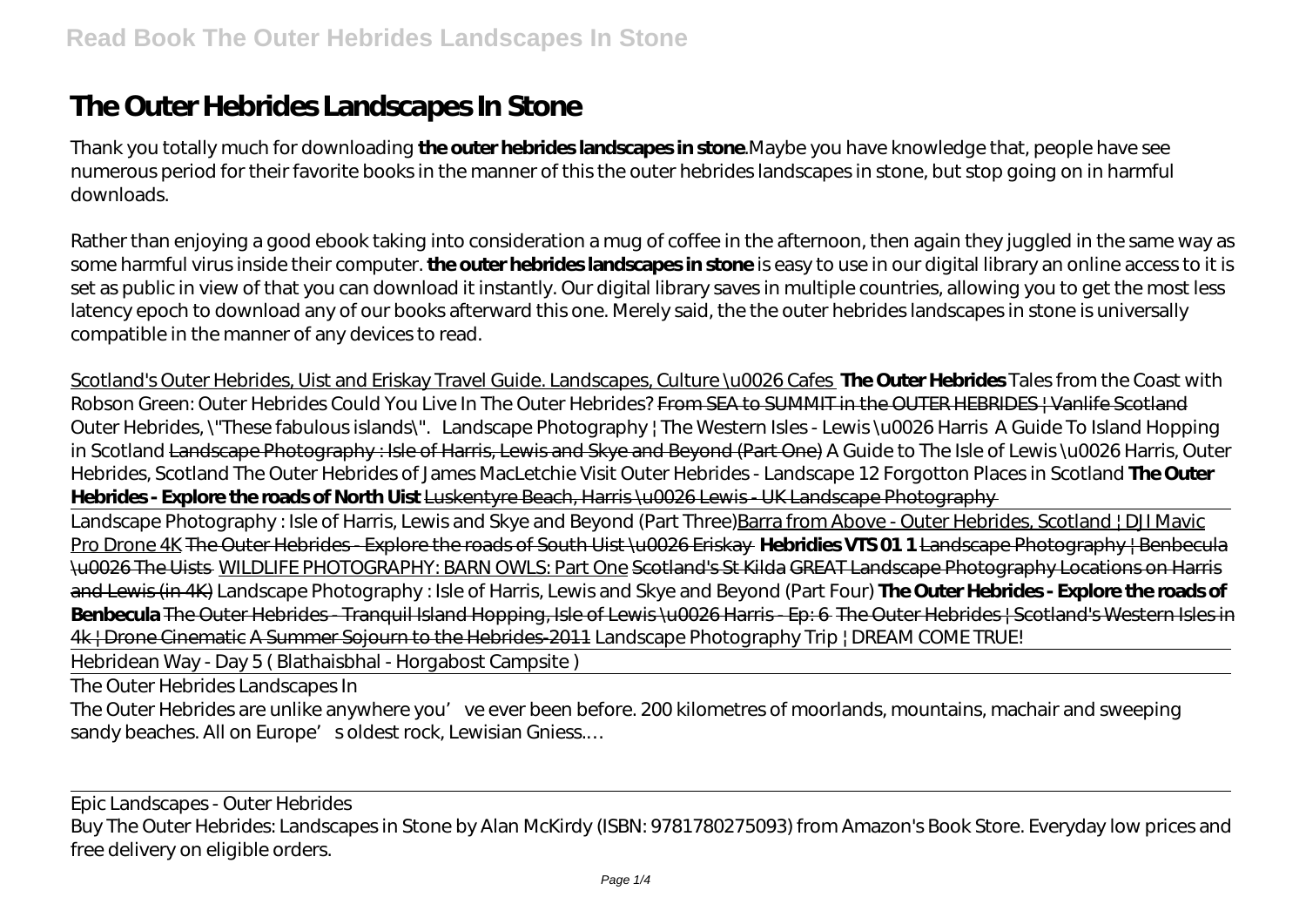# The Outer Hebrides Landscapes In Stone

Thank you totally much for downloading **the outer hebrides landscapes in stone**.Maybe you have knowledge that, people have see numerous period for their favorite books in the manner of this the outer hebrides landscapes in stone, but stop going on in harmful downloads.

Rather than enjoying a good ebook taking into consideration a mug of coffee in the afternoon, then again they juggled in the same way as some harmful virus inside their computer. **the outer hebrides landscapes in stone** is easy to use in our digital library an online access to it is set as public in view of that you can download it instantly. Our digital library saves in multiple countries, allowing you to get the most less latency epoch to download any of our books afterward this one. Merely said, the the outer hebrides landscapes in stone is universally compatible in the manner of any devices to read.

Scotland's Outer Hebrides, Uist and Eriskay Travel Guide. Landscapes, Culture \u0026 Cafes **The Outer Hebrides** *Tales from the Coast with Robson Green: Outer Hebrides Could You Live In The Outer Hebrides?* ~~From SEA to SUMMIT in the OUTER HEBRIDES | Vanlife Scotland~~ *Outer Hebrides, \"These fabulous islands\". Landscape Photography | The Western Isles - Lewis \u0026 Harris A Guide To Island Hopping in Scotland* ~~Landscape Photography : Isle of Harris, Lewis and Skye and Beyond (Part One)~~ *A Guide to The Isle of Lewis \u0026 Harris, Outer Hebrides, Scotland The Outer Hebrides of James MacLetchie Visit Outer Hebrides - Landscape 12 Forgotton Places in Scotland* **The Outer Hebrides - Explore the roads of North Uist** ~~Luskentyre Beach, Harris \u0026 Lewis - UK Landscape Photography~~

Landscape Photography : Isle of Harris, Lewis and Skye and Beyond (Part Three)Barra from Above - Outer Hebrides, Scotland | DJI Mavic Pro Drone 4K ~~The Outer Hebrides - Explore the roads of South Uist \u0026 Eriskay~~ **Hebridies VTS 01 1** ~~Landscape Photography | Benbecula \u0026 The Uists~~ WILDLIFE PHOTOGRAPHY: BARN OWLS: Part One ~~Scotland's St Kilda~~ ~~GREAT Landscape Photography Locations on Harris and Lewis (in 4K)~~ *Landscape Photography : Isle of Harris, Lewis and Skye and Beyond (Part Four)* **The Outer Hebrides - Explore the roads of Benbecula** ~~The Outer Hebrides - Tranquil Island Hopping, Isle of Lewis \u0026 Harris - Ep: 6~~ ~~The Outer Hebrides | Scotland's Western Isles in 4k | Drone Cinematic~~ ~~A Summer Sojourn to the Hebrides-2011~~ *Landscape Photography Trip | DREAM COME TRUE!*

Hebridean Way - Day 5 ( Blathaisbhal - Horgabost Campsite )

The Outer Hebrides Landscapes In

The Outer Hebrides are unlike anywhere you've ever been before. 200 kilometres of moorlands, mountains, machair and sweeping sandy beaches. All on Europe's oldest rock, Lewisian Gniess.…

Epic Landscapes - Outer Hebrides

Buy The Outer Hebrides: Landscapes in Stone by Alan McKirdy (ISBN: 9781780275093) from Amazon's Book Store. Everyday low prices and free delivery on eligible orders.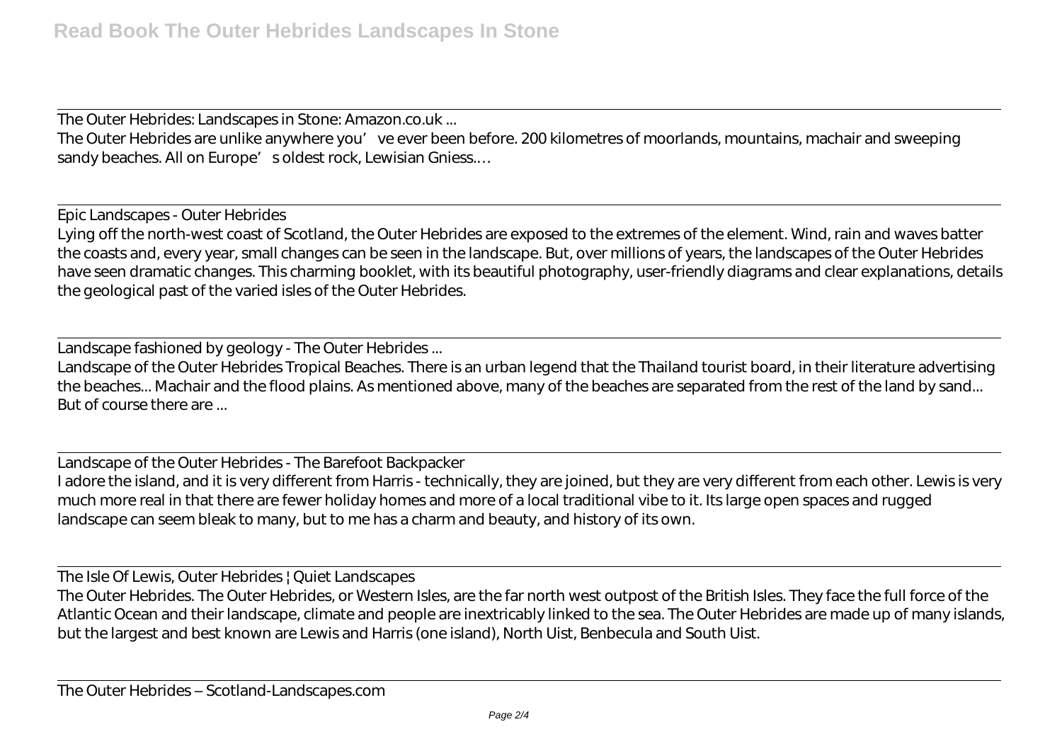The Outer Hebrides: Landscapes in Stone: Amazon.co.uk ...

The Outer Hebrides are unlike anywhere you' ve ever been before. 200 kilometres of moorlands, mountains, machair and sweeping sandy beaches. All on Europe' s oldest rock, Lewisian Gniess.…

Epic Landscapes - Outer Hebrides

Lying off the north-west coast of Scotland, the Outer Hebrides are exposed to the extremes of the element. Wind, rain and waves batter the coasts and, every year, small changes can be seen in the landscape. But, over millions of years, the landscapes of the Outer Hebrides have seen dramatic changes. This charming booklet, with its beautiful photography, user-friendly diagrams and clear explanations, details the geological past of the varied isles of the Outer Hebrides.

Landscape fashioned by geology - The Outer Hebrides ...

Landscape of the Outer Hebrides Tropical Beaches. There is an urban legend that the Thailand tourist board, in their literature advertising the beaches... Machair and the flood plains. As mentioned above, many of the beaches are separated from the rest of the land by sand... But of course there are ...

Landscape of the Outer Hebrides - The Barefoot Backpacker

I adore the island, and it is very different from Harris - technically, they are joined, but they are very different from each other. Lewis is very much more real in that there are fewer holiday homes and more of a local traditional vibe to it. Its large open spaces and rugged landscape can seem bleak to many, but to me has a charm and beauty, and history of its own.

The Isle Of Lewis, Outer Hebrides ¦ Quiet Landscapes

The Outer Hebrides. The Outer Hebrides, or Western Isles, are the far north west outpost of the British Isles. They face the full force of the Atlantic Ocean and their landscape, climate and people are inextricably linked to the sea. The Outer Hebrides are made up of many islands, but the largest and best known are Lewis and Harris (one island), North Uist, Benbecula and South Uist.

The Outer Hebrides – Scotland-Landscapes.com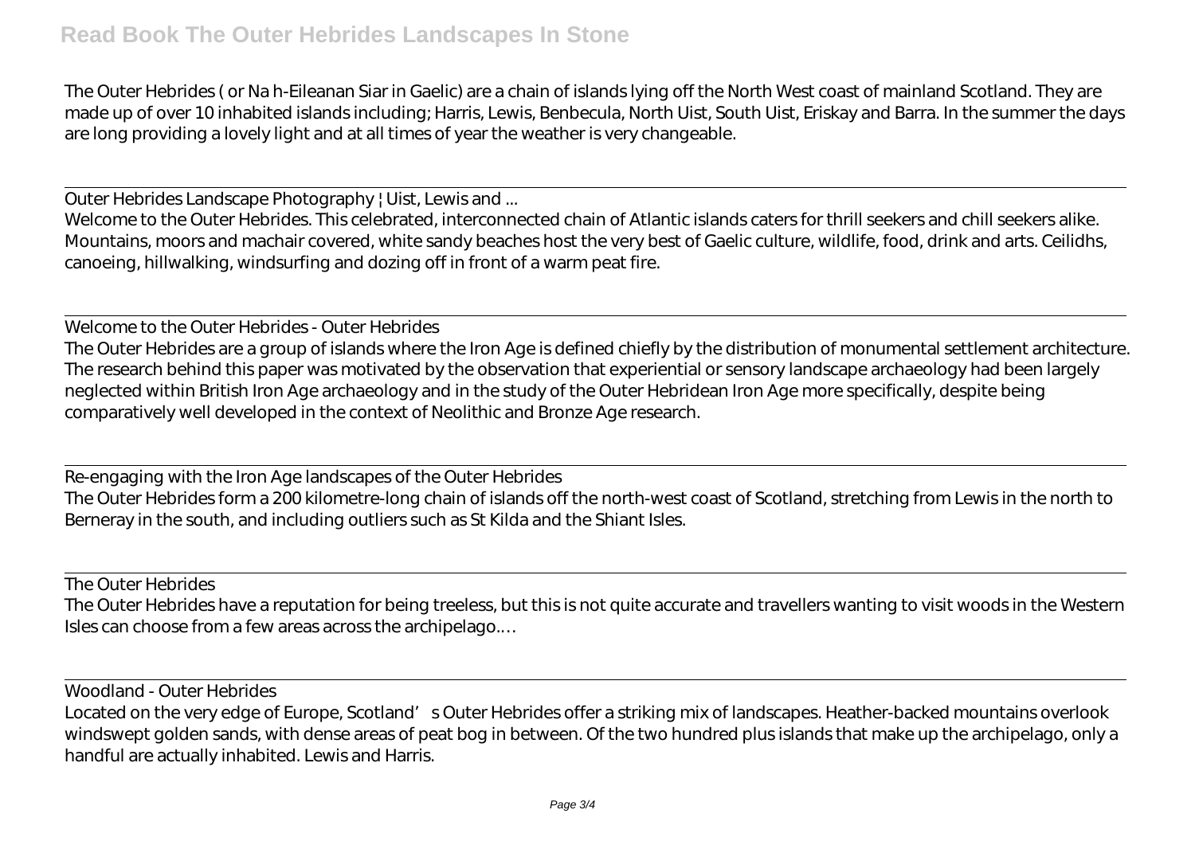The Outer Hebrides ( or Na h-Eileanan Siar in Gaelic) are a chain of islands lying off the North West coast of mainland Scotland. They are made up of over 10 inhabited islands including; Harris, Lewis, Benbecula, North Uist, South Uist, Eriskay and Barra. In the summer the days are long providing a lovely light and at all times of year the weather is very changeable.

Outer Hebrides Landscape Photography | Uist, Lewis and ...

Welcome to the Outer Hebrides. This celebrated, interconnected chain of Atlantic islands caters for thrill seekers and chill seekers alike. Mountains, moors and machair covered, white sandy beaches host the very best of Gaelic culture, wildlife, food, drink and arts. Ceilidhs, canoeing, hillwalking, windsurfing and dozing off in front of a warm peat fire.

Welcome to the Outer Hebrides - Outer Hebrides

The Outer Hebrides are a group of islands where the Iron Age is defined chiefly by the distribution of monumental settlement architecture. The research behind this paper was motivated by the observation that experiential or sensory landscape archaeology had been largely neglected within British Iron Age archaeology and in the study of the Outer Hebridean Iron Age more specifically, despite being comparatively well developed in the context of Neolithic and Bronze Age research.

Re-engaging with the Iron Age landscapes of the Outer Hebrides

The Outer Hebrides form a 200 kilometre-long chain of islands off the north-west coast of Scotland, stretching from Lewis in the north to Berneray in the south, and including outliers such as St Kilda and the Shiant Isles.

The Outer Hebrides

The Outer Hebrides have a reputation for being treeless, but this is not quite accurate and travellers wanting to visit woods in the Western Isles can choose from a few areas across the archipelago.…

Woodland - Outer Hebrides

Located on the very edge of Europe, Scotland's Outer Hebrides offer a striking mix of landscapes. Heather-backed mountains overlook windswept golden sands, with dense areas of peat bog in between. Of the two hundred plus islands that make up the archipelago, only a handful are actually inhabited. Lewis and Harris.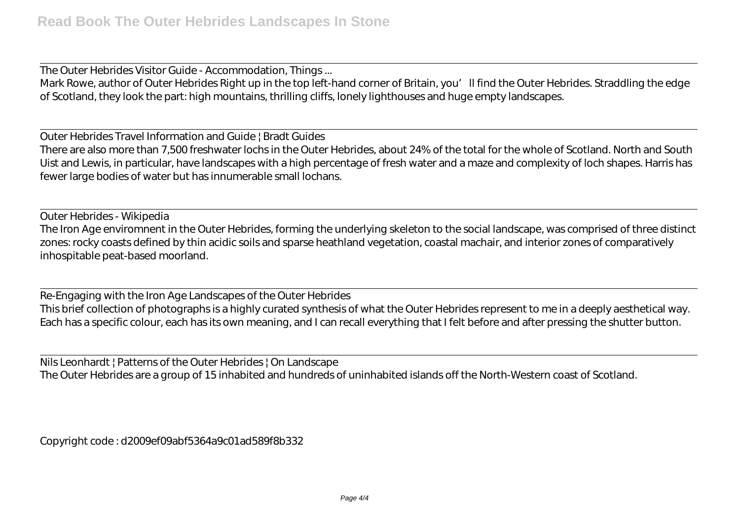The Outer Hebrides Visitor Guide - Accommodation, Things ...

Mark Rowe, author of Outer Hebrides Right up in the top left-hand corner of Britain, you'll find the Outer Hebrides. Straddling the edge of Scotland, they look the part: high mountains, thrilling cliffs, lonely lighthouses and huge empty landscapes.

Outer Hebrides Travel Information and Guide | Bradt Guides

There are also more than 7,500 freshwater lochs in the Outer Hebrides, about 24% of the total for the whole of Scotland. North and South Uist and Lewis, in particular, have landscapes with a high percentage of fresh water and a maze and complexity of loch shapes. Harris has fewer large bodies of water but has innumerable small lochans.

Outer Hebrides - Wikipedia

The Iron Age enviromnent in the Outer Hebrides, forming the underlying skeleton to the social landscape, was comprised of three distinct zones: rocky coasts defined by thin acidic soils and sparse heathland vegetation, coastal machair, and interior zones of comparatively inhospitable peat-based moorland.

Re-Engaging with the Iron Age Landscapes of the Outer Hebrides

This brief collection of photographs is a highly curated synthesis of what the Outer Hebrides represent to me in a deeply aesthetical way. Each has a specific colour, each has its own meaning, and I can recall everything that I felt before and after pressing the shutter button.

Nils Leonhardt | Patterns of the Outer Hebrides | On Landscape

The Outer Hebrides are a group of 15 inhabited and hundreds of uninhabited islands off the North-Western coast of Scotland.

Copyright code : d2009ef09abf5364a9c01ad589f8b332